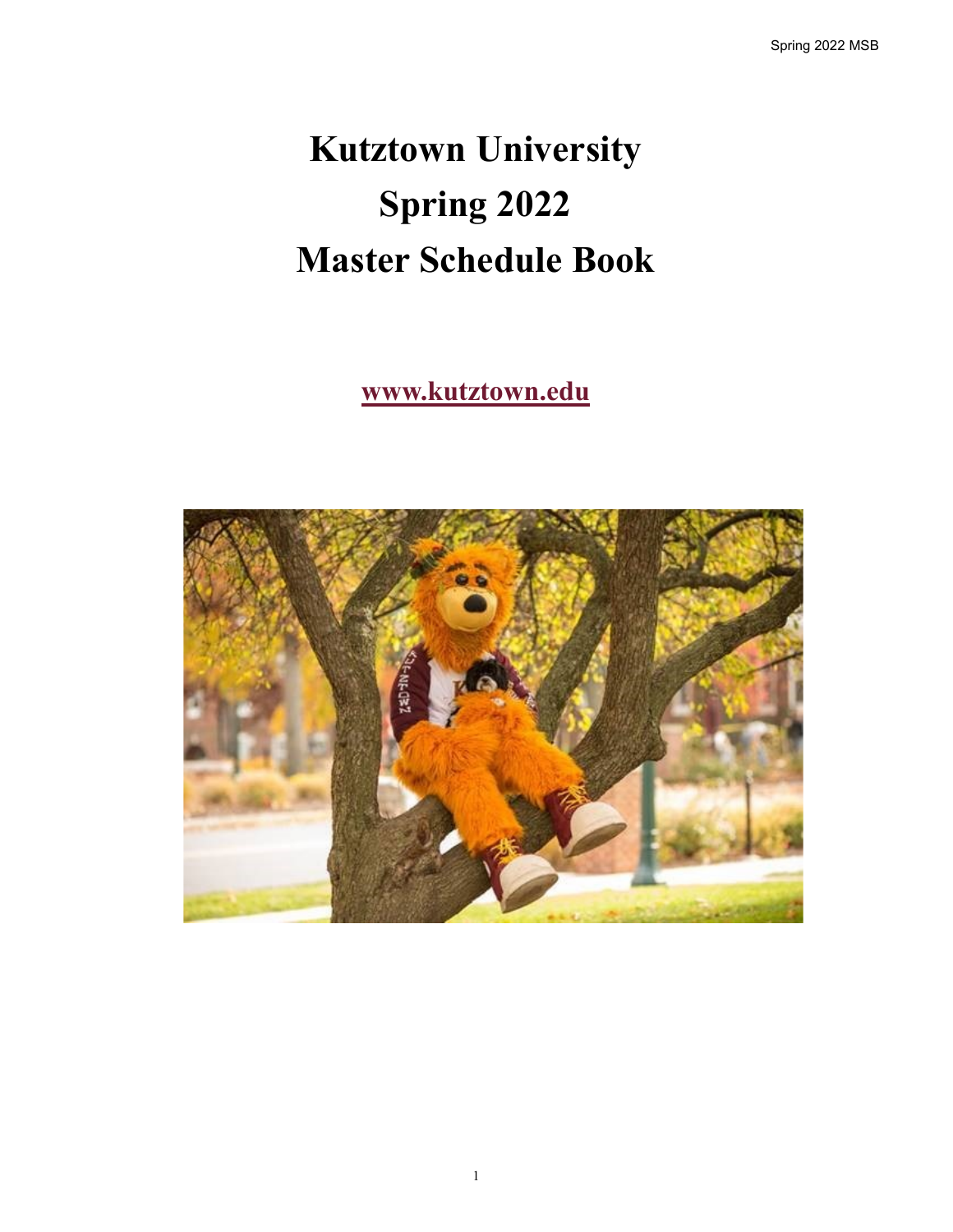# Kutztown University
# Spring 2022
# Master Schedule Book

[www.kutztown.edu](http://www.kutztown.edu)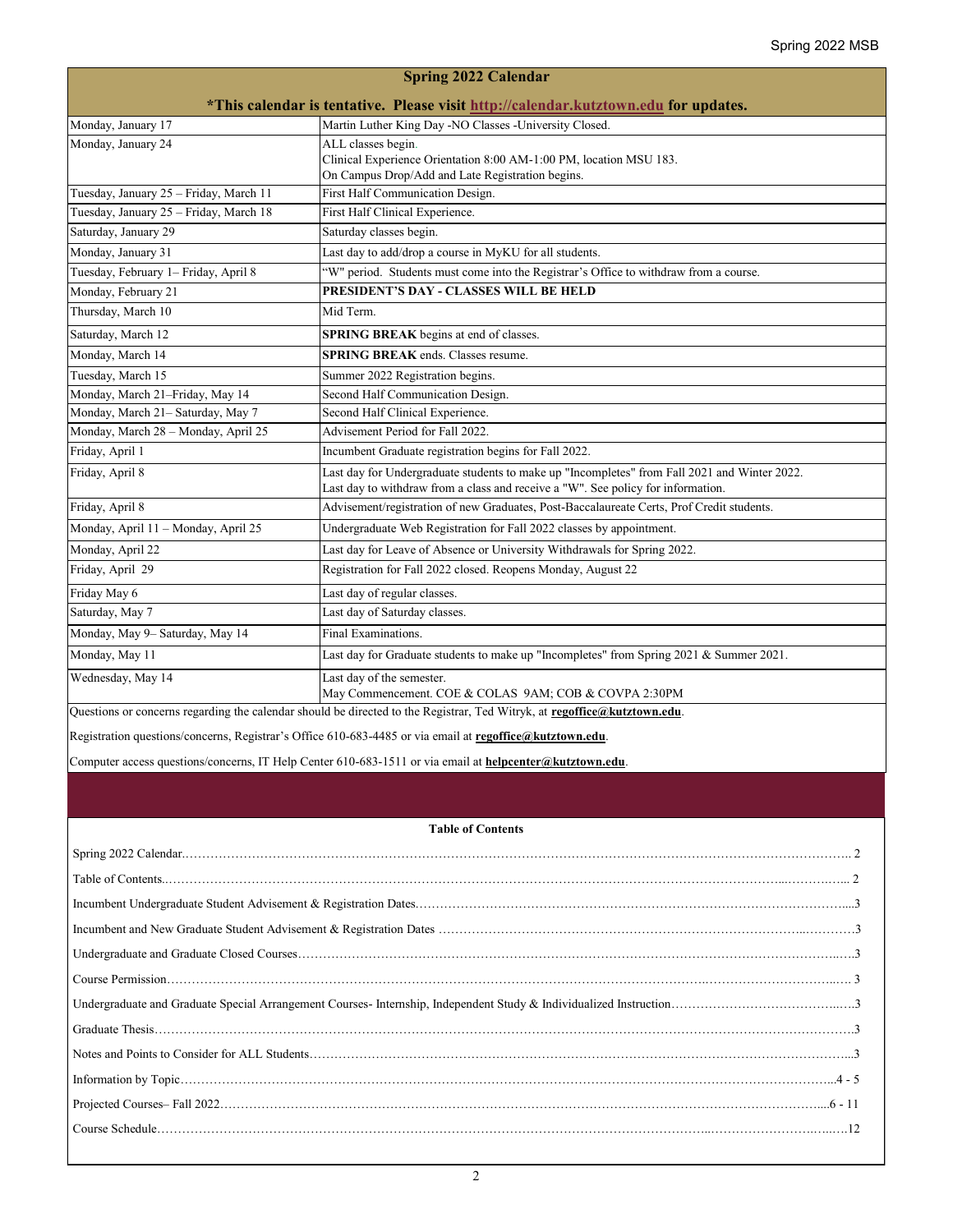## Spring 2022 Calendar

**\*This calendar is tentative. Please visit [http://calendar.kutztown.edu](http://calendar.kutztown.edu) for updates.**

| Date | Event |
|---|---|
| Monday, January 17 | Martin Luther King Day -NO Classes -University Closed. |
| Monday, January 24 | ALL classes begin.<br>Clinical Experience Orientation 8:00 AM-1:00 PM, location MSU 183.<br>On Campus Drop/Add and Late Registration begins. |
| Tuesday, January 25 – Friday, March 11 | First Half Communication Design. |
| Tuesday, January 25 – Friday, March 18 | First Half Clinical Experience. |
| Saturday, January 29 | Saturday classes begin. |
| Monday, January 31 | Last day to add/drop a course in MyKU for all students. |
| Tuesday, February 1– Friday, April 8 | "W" period. Students must come into the Registrar's Office to withdraw from a course. |
| Monday, February 21 | **PRESIDENT'S DAY - CLASSES WILL BE HELD** |
| Thursday, March 10 | Mid Term. |
| Saturday, March 12 | **SPRING BREAK** begins at end of classes. |
| Monday, March 14 | **SPRING BREAK** ends. Classes resume. |
| Tuesday, March 15 | Summer 2022 Registration begins. |
| Monday, March 21–Friday, May 14 | Second Half Communication Design. |
| Monday, March 21– Saturday, May 7 | Second Half Clinical Experience. |
| Monday, March 28 – Monday, April 25 | Advisement Period for Fall 2022. |
| Friday, April 1 | Incumbent Graduate registration begins for Fall 2022. |
| Friday, April 8 | Last day for Undergraduate students to make up "Incompletes" from Fall 2021 and Winter 2022.<br>Last day to withdraw from a class and receive a "W". See policy for information. |
| Friday, April 8 | Advisement/registration of new Graduates, Post-Baccalaureate Certs, Prof Credit students. |
| Monday, April 11 – Monday, April 25 | Undergraduate Web Registration for Fall 2022 classes by appointment. |
| Monday, April 22 | Last day for Leave of Absence or University Withdrawals for Spring 2022. |
| Friday, April 29 | Registration for Fall 2022 closed. Reopens Monday, August 22 |
| Friday May 6 | Last day of regular classes. |
| Saturday, May 7 | Last day of Saturday classes. |
| Monday, May 9– Saturday, May 14 | Final Examinations. |
| Monday, May 11 | Last day for Graduate students to make up "Incompletes" from Spring 2021 & Summer 2021. |
| Wednesday, May 14 | Last day of the semester.<br>May Commencement. COE & COLAS 9AM; COB & COVPA 2:30PM |

Questions or concerns regarding the calendar should be directed to the Registrar, Ted Witryk, at **regoffice@kutztown.edu**.

Registration questions/concerns, Registrar's Office 610-683-4485 or via email at **regoffice@kutztown.edu**.

Computer access questions/concerns, IT Help Center 610-683-1511 or via email at **helpcenter@kutztown.edu**.

### Table of Contents

Spring 2022 Calendar........................................................ 2

Table of Contents........................................................ 2

Incumbent Undergraduate Student Advisement & Registration Dates........................................................3

Incumbent and New Graduate Student Advisement & Registration Dates........................................................3

Undergraduate and Graduate Closed Courses........................................................3

Course Permission........................................................ 3

Undergraduate and Graduate Special Arrangement Courses- Internship, Independent Study & Individualized Instruction........................................................3

Graduate Thesis........................................................3

Notes and Points to Consider for ALL Students........................................................3

Information by Topic........................................................4 - 5

Projected Courses– Fall 2022........................................................6 - 11

Course Schedule........................................................12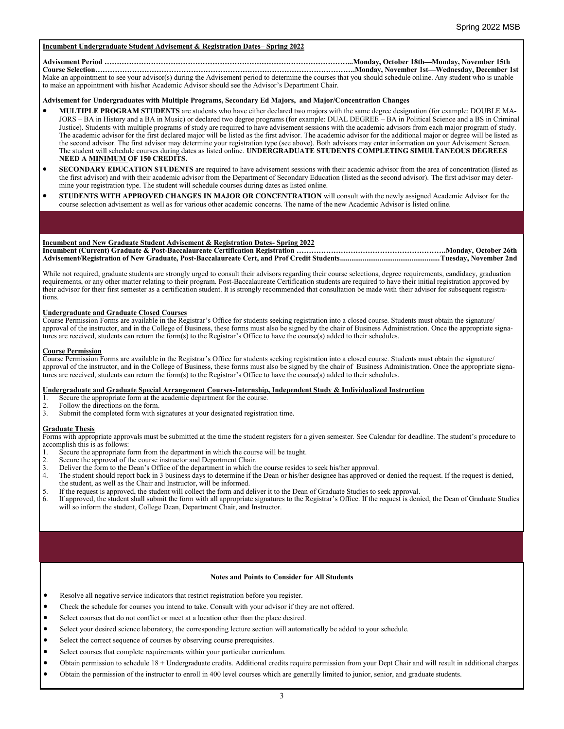## Incumbent Undergraduate Student Advisement & Registration Dates– Spring 2022

**Advisement Period ……………………………………………………………………………………...Monday, October 18th—Monday, November 15th**
**Course Selection……………………………………………………………………………………….Monday, November 1st—Wednesday, December 1st**

Make an appointment to see your advisor(s) during the Advisement period to determine the courses that you should schedule online. Any student who is unable to make an appointment with his/her Academic Advisor should see the Advisor's Department Chair.

### Advisement for Undergraduates with Multiple Programs, Secondary Ed Majors, and Major/Concentration Changes

- **MULTIPLE PROGRAM STUDENTS** are students who have either declared two majors with the same degree designation (for example: DOUBLE MAJORS – BA in History and a BA in Music) or declared two degree programs (for example: DUAL DEGREE – BA in Political Science and a BS in Criminal Justice). Students with multiple programs of study are required to have advisement sessions with the academic advisors from each major program of study. The academic advisor for the first declared major will be listed as the first advisor. The academic advisor for the additional major or degree will be listed as the second advisor. The first advisor may determine your registration type (see above). Both advisors may enter information on your Advisement Screen. The student will schedule courses during dates as listed online. **UNDERGRADUATE STUDENTS COMPLETING SIMULTANEOUS DEGREES NEED A MINIMUM OF 150 CREDITS.**
- **SECONDARY EDUCATION STUDENTS** are required to have advisement sessions with their academic advisor from the area of concentration (listed as the first advisor) and with their academic advisor from the Department of Secondary Education (listed as the second advisor). The first advisor may determine your registration type. The student will schedule courses during dates as listed online.
- **STUDENTS WITH APPROVED CHANGES IN MAJOR OR CONCENTRATION** will consult with the newly assigned Academic Advisor for the course selection advisement as well as for various other academic concerns. The name of the new Academic Advisor is listed online.

## Incumbent and New Graduate Student Advisement & Registration Dates- Spring 2022

**Incumbent (Current) Graduate & Post-Baccalaureate Certification Registration ……………………………………………………..Monday, October 26th**
**Advisement/Registration of New Graduate, Post-Baccalaureate Cert, and Prof Credit Students....................................................Tuesday, November 2nd**

While not required, graduate students are strongly urged to consult their advisors regarding their course selections, degree requirements, candidacy, graduation requirements, or any other matter relating to their program. Post-Baccalaureate Certification students are required to have their initial registration approved by their advisor for their first semester as a certification student. It is strongly recommended that consultation be made with their advisor for subsequent registrations.

### Undergraduate and Graduate Closed Courses

Course Permission Forms are available in the Registrar's Office for students seeking registration into a closed course. Students must obtain the signature/approval of the instructor, and in the College of Business, these forms must also be signed by the chair of Business Administration. Once the appropriate signatures are received, students can return the form(s) to the Registrar's Office to have the course(s) added to their schedules.

### Course Permission

Course Permission Forms are available in the Registrar's Office for students seeking registration into a closed course. Students must obtain the signature/approval of the instructor, and in the College of Business, these forms must also be signed by the chair of Business Administration. Once the appropriate signatures are received, students can return the form(s) to the Registrar's Office to have the course(s) added to their schedules.

### Undergraduate and Graduate Special Arrangement Courses-Internship, Independent Study & Individualized Instruction

1. Secure the appropriate form at the academic department for the course.
2. Follow the directions on the form.
3. Submit the completed form with signatures at your designated registration time.

### Graduate Thesis

Forms with appropriate approvals must be submitted at the time the student registers for a given semester. See Calendar for deadline. The student's procedure to accomplish this is as follows:

1. Secure the appropriate form from the department in which the course will be taught.
2. Secure the approval of the course instructor and Department Chair.
3. Deliver the form to the Dean's Office of the department in which the course resides to seek his/her approval.
4. The student should report back in 3 business days to determine if the Dean or his/her designee has approved or denied the request. If the request is denied, the student, as well as the Chair and Instructor, will be informed.
5. If the request is approved, the student will collect the form and deliver it to the Dean of Graduate Studies to seek approval.
6. If approved, the student shall submit the form with all appropriate signatures to the Registrar's Office. If the request is denied, the Dean of Graduate Studies will so inform the student, College Dean, Department Chair, and Instructor.

### Notes and Points to Consider for All Students

- Resolve all negative service indicators that restrict registration before you register.
- Check the schedule for courses you intend to take. Consult with your advisor if they are not offered.
- Select courses that do not conflict or meet at a location other than the place desired.
- Select your desired science laboratory, the corresponding lecture section will automatically be added to your schedule.
- Select the correct sequence of courses by observing course prerequisites.
- Select courses that complete requirements within your particular curriculum.
- Obtain permission to schedule 18 + Undergraduate credits. Additional credits require permission from your Dept Chair and will result in additional charges.
- Obtain the permission of the instructor to enroll in 400 level courses which are generally limited to junior, senior, and graduate students.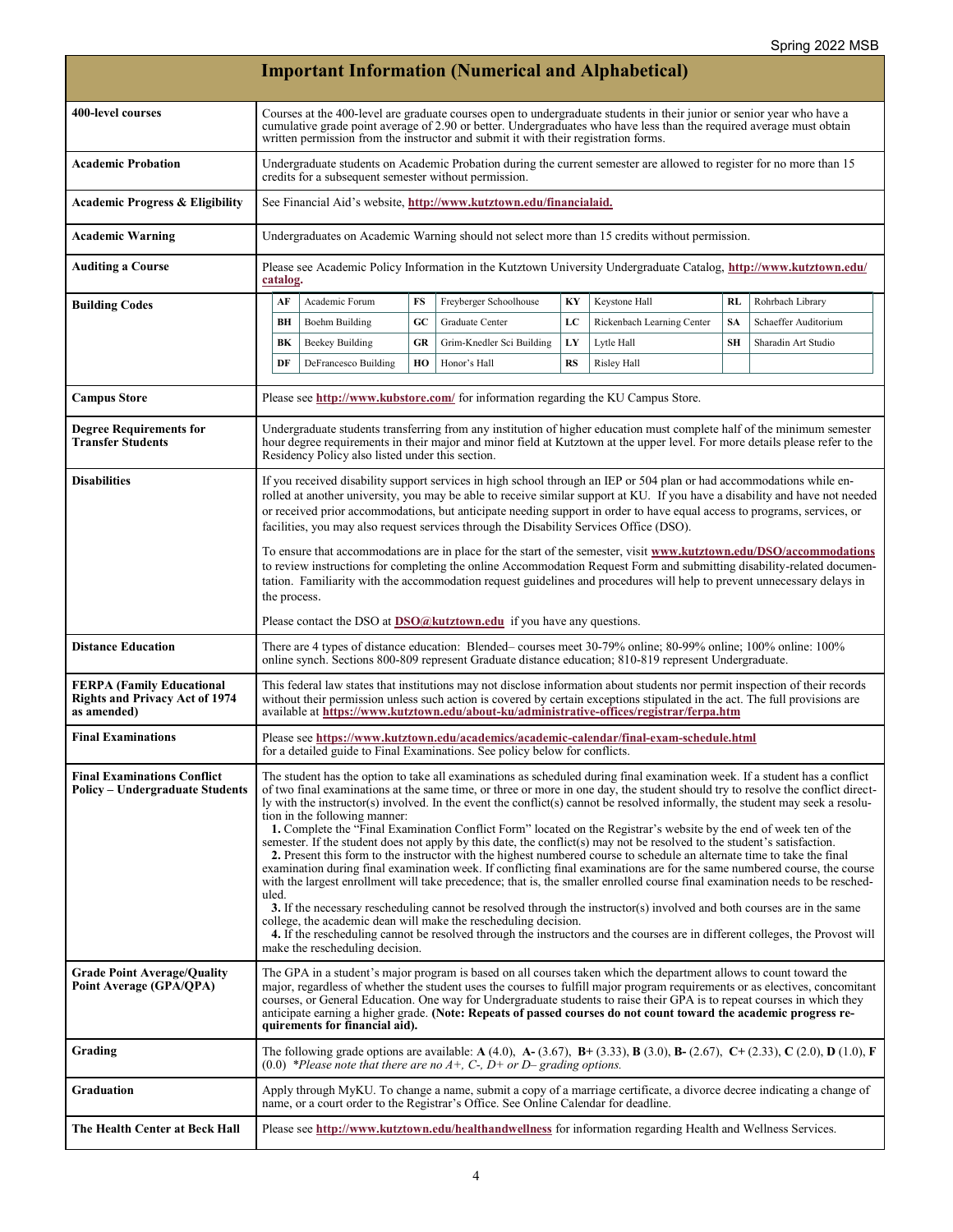## Important Information (Numerical and Alphabetical)

| Topic | Information |
|---|---|
| **400-level courses** | Courses at the 400-level are graduate courses open to undergraduate students in their junior or senior year who have a cumulative grade point average of 2.90 or better. Undergraduates who have less than the required average must obtain written permission from the instructor and submit it with their registration forms. |
| **Academic Probation** | Undergraduate students on Academic Probation during the current semester are allowed to register for no more than 15 credits for a subsequent semester without permission. |
| **Academic Progress & Eligibility** | See Financial Aid's website, **http://www.kutztown.edu/financialaid.** |
| **Academic Warning** | Undergraduates on Academic Warning should not select more than 15 credits without permission. |
| **Auditing a Course** | Please see Academic Policy Information in the Kutztown University Undergraduate Catalog, **http://www.kutztown.edu/catalog**. |
| **Building Codes** | **AF** Academic Forum; **BH** Boehm Building; **BK** Beekey Building; **DF** DeFrancesco Building; **FS** Freyberger Schoolhouse; **GC** Graduate Center; **GR** Grim-Knedler Sci Building; **HO** Honor's Hall; **KY** Keystone Hall; **LC** Rickenbach Learning Center; **LY** Lytle Hall; **RS** Risley Hall; **RL** Rohrbach Library; **SA** Schaeffer Auditorium; **SH** Sharadin Art Studio |
| **Campus Store** | Please see **http://www.kubstore.com/** for information regarding the KU Campus Store. |
| **Degree Requirements for Transfer Students** | Undergraduate students transferring from any institution of higher education must complete half of the minimum semester hour degree requirements in their major and minor field at Kutztown at the upper level. For more details please refer to the Residency Policy also listed under this section. |
| **Disabilities** | If you received disability support services in high school through an IEP or 504 plan or had accommodations while enrolled at another university, you may be able to receive similar support at KU. If you have a disability and have not needed or received prior accommodations, but anticipate needing support in order to have equal access to programs, services, or facilities, you may also request services through the Disability Services Office (DSO).<br><br>To ensure that accommodations are in place for the start of the semester, visit **www.kutztown.edu/DSO/accommodations** to review instructions for completing the online Accommodation Request Form and submitting disability-related documentation. Familiarity with the accommodation request guidelines and procedures will help to prevent unnecessary delays in the process.<br><br>Please contact the DSO at **DSO@kutztown.edu** if you have any questions. |
| **Distance Education** | There are 4 types of distance education: Blended– courses meet 30-79% online; 80-99% online; 100% online: 100% online synch. Sections 800-809 represent Graduate distance education; 810-819 represent Undergraduate. |
| **FERPA (Family Educational Rights and Privacy Act of 1974 as amended)** | This federal law states that institutions may not disclose information about students nor permit inspection of their records without their permission unless such action is covered by certain exceptions stipulated in the act. The full provisions are available at **https://www.kutztown.edu/about-ku/administrative-offices/registrar/ferpa.htm** |
| **Final Examinations** | Please see **https://www.kutztown.edu/academics/academic-calendar/final-exam-schedule.html** for a detailed guide to Final Examinations. See policy below for conflicts. |
| **Final Examinations Conflict Policy – Undergraduate Students** | The student has the option to take all examinations as scheduled during final examination week. If a student has a conflict of two final examinations at the same time, or three or more in one day, the student should try to resolve the conflict directly with the instructor(s) involved. In the event the conflict(s) cannot be resolved informally, the student may seek a resolution in the following manner:<br>**1.** Complete the "Final Examination Conflict Form" located on the Registrar's website by the end of week ten of the semester. If the student does not apply by this date, the conflict(s) may not be resolved to the student's satisfaction.<br>**2.** Present this form to the instructor with the highest numbered course to schedule an alternate time to take the final examination during final examination week. If conflicting final examinations are for the same numbered course, the course with the largest enrollment will take precedence; that is, the smaller enrolled course final examination needs to be rescheduled.<br>**3.** If the necessary rescheduling cannot be resolved through the instructor(s) involved and both courses are in the same college, the academic dean will make the rescheduling decision.<br>**4.** If the rescheduling cannot be resolved through the instructors and the courses are in different colleges, the Provost will make the rescheduling decision. |
| **Grade Point Average/Quality Point Average (GPA/QPA)** | The GPA in a student's major program is based on all courses taken which the department allows to count toward the major, regardless of whether the student uses the courses to fulfill major program requirements or as electives, concomitant courses, or General Education. One way for Undergraduate students to raise their GPA is to repeat courses in which they anticipate earning a higher grade. **(Note: Repeats of passed courses do not count toward the academic progress requirements for financial aid).** |
| **Grading** | The following grade options are available: **A** (4.0), **A-** (3.67), **B+** (3.33), **B** (3.0), **B-** (2.67), **C+** (2.33), **C** (2.0), **D** (1.0), **F** (0.0) *\*Please note that there are no A+, C-, D+ or D– grading options.* |
| **Graduation** | Apply through MyKU. To change a name, submit a copy of a marriage certificate, a divorce decree indicating a change of name, or a court order to the Registrar's Office. See Online Calendar for deadline. |
| **The Health Center at Beck Hall** | Please see **http://www.kutztown.edu/healthandwellness** for information regarding Health and Wellness Services. |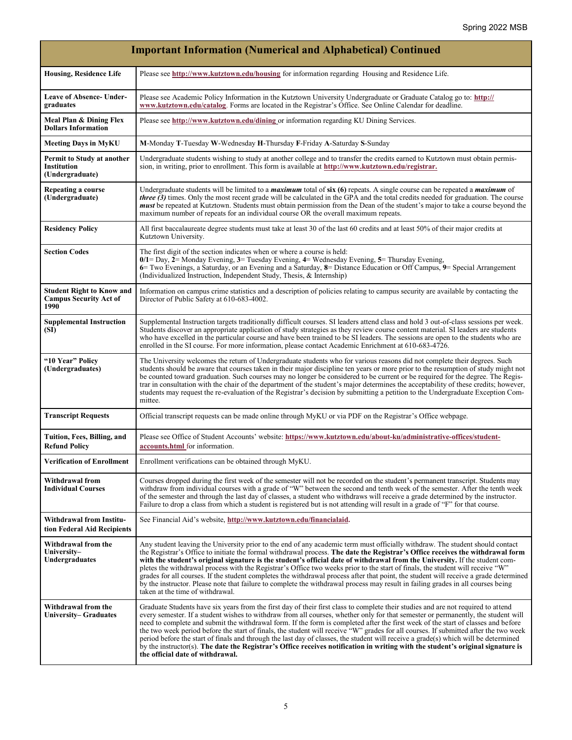## Important Information (Numerical and Alphabetical) Continued

| | |
|---|---|
| **Housing, Residence Life** | Please see **http://www.kutztown.edu/housing** for information regarding Housing and Residence Life. |
| **Leave of Absence- Undergraduates** | Please see Academic Policy Information in the Kutztown University Undergraduate or Graduate Catalog go to: **http://www.kutztown.edu/catalog**. Forms are located in the Registrar's Office. See Online Calendar for deadline. |
| **Meal Plan & Dining Flex Dollars Information** | Please see **http://www.kutztown.edu/dining** or information regarding KU Dining Services. |
| **Meeting Days in MyKU** | **M**-Monday **T**-Tuesday **W**-Wednesday **H**-Thursday **F**-Friday **A**-Saturday **S**-Sunday |
| **Permit to Study at another Institution (Undergraduate)** | Undergraduate students wishing to study at another college and to transfer the credits earned to Kutztown must obtain permission, in writing, prior to enrollment. This form is available at **http://www.kutztown.edu/registrar.** |
| **Repeating a course (Undergraduate)** | Undergraduate students will be limited to a ***maximum*** total of **six (6)** repeats. A single course can be repeated a ***maximum*** of ***three (3)*** times. Only the most recent grade will be calculated in the GPA and the total credits needed for graduation. The course ***must*** be repeated at Kutztown. Students must obtain permission from the Dean of the student's major to take a course beyond the maximum number of repeats for an individual course OR the overall maximum repeats. |
| **Residency Policy** | All first baccalaureate degree students must take at least 30 of the last 60 credits and at least 50% of their major credits at Kutztown University. |
| **Section Codes** | The first digit of the section indicates when or where a course is held: **0/1**= Day, **2**= Monday Evening, **3**= Tuesday Evening, **4**= Wednesday Evening, **5**= Thursday Evening, **6**= Two Evenings, a Saturday, or an Evening and a Saturday, **8**= Distance Education or Off Campus, **9**= Special Arrangement (Individualized Instruction, Independent Study, Thesis, & Internship) |
| **Student Right to Know and Campus Security Act of 1990** | Information on campus crime statistics and a description of policies relating to campus security are available by contacting the Director of Public Safety at 610-683-4002. |
| **Supplemental Instruction (SI)** | Supplemental Instruction targets traditionally difficult courses. SI leaders attend class and hold 3 out-of-class sessions per week. Students discover an appropriate application of study strategies as they review course content material. SI leaders are students who have excelled in the particular course and have been trained to be SI leaders. The sessions are open to the students who are enrolled in the SI course. For more information, please contact Academic Enrichment at 610-683-4726. |
| **"10 Year" Policy (Undergraduates)** | The University welcomes the return of Undergraduate students who for various reasons did not complete their degrees. Such students should be aware that courses taken in their major discipline ten years or more prior to the resumption of study might not be counted toward graduation. Such courses may no longer be considered to be current or be required for the degree. The Registrar in consultation with the chair of the department of the student's major determines the acceptability of these credits; however, students may request the re-evaluation of the Registrar's decision by submitting a petition to the Undergraduate Exception Committee. |
| **Transcript Requests** | Official transcript requests can be made online through MyKU or via PDF on the Registrar's Office webpage. |
| **Tuition, Fees, Billing, and Refund Policy** | Please see Office of Student Accounts' website: **https://www.kutztown.edu/about-ku/administrative-offices/student-accounts.html** for information. |
| **Verification of Enrollment** | Enrollment verifications can be obtained through MyKU. |
| **Withdrawal from Individual Courses** | Courses dropped during the first week of the semester will not be recorded on the student's permanent transcript. Students may withdraw from individual courses with a grade of "W" between the second and tenth week of the semester. After the tenth week of the semester and through the last day of classes, a student who withdraws will receive a grade determined by the instructor. Failure to drop a class from which a student is registered but is not attending will result in a grade of "F" for that course. |
| **Withdrawal from Institution Federal Aid Recipients** | See Financial Aid's website, **http://www.kutztown.edu/financialaid.** |
| **Withdrawal from the University– Undergraduates** | Any student leaving the University prior to the end of any academic term must officially withdraw. The student should contact the Registrar's Office to initiate the formal withdrawal process. **The date the Registrar's Office receives the withdrawal form with the student's original signature is the student's official date of withdrawal from the University.** If the student completes the withdrawal process with the Registrar's Office two weeks prior to the start of finals, the student will receive "W" grades for all courses. If the student completes the withdrawal process after that point, the student will receive a grade determined by the instructor. Please note that failure to complete the withdrawal process may result in failing grades in all courses being taken at the time of withdrawal. |
| **Withdrawal from the University– Graduates** | Graduate Students have six years from the first day of their first class to complete their studies and are not required to attend every semester. If a student wishes to withdraw from all courses, whether only for that semester or permanently, the student will need to complete and submit the withdrawal form. If the form is completed after the first week of the start of classes and before the two week period before the start of finals, the student will receive "W" grades for all courses. If submitted after the two week period before the start of finals and through the last day of classes, the student will receive a grade(s) which will be determined by the instructor(s). **The date the Registrar's Office receives notification in writing with the student's original signature is the official date of withdrawal.** |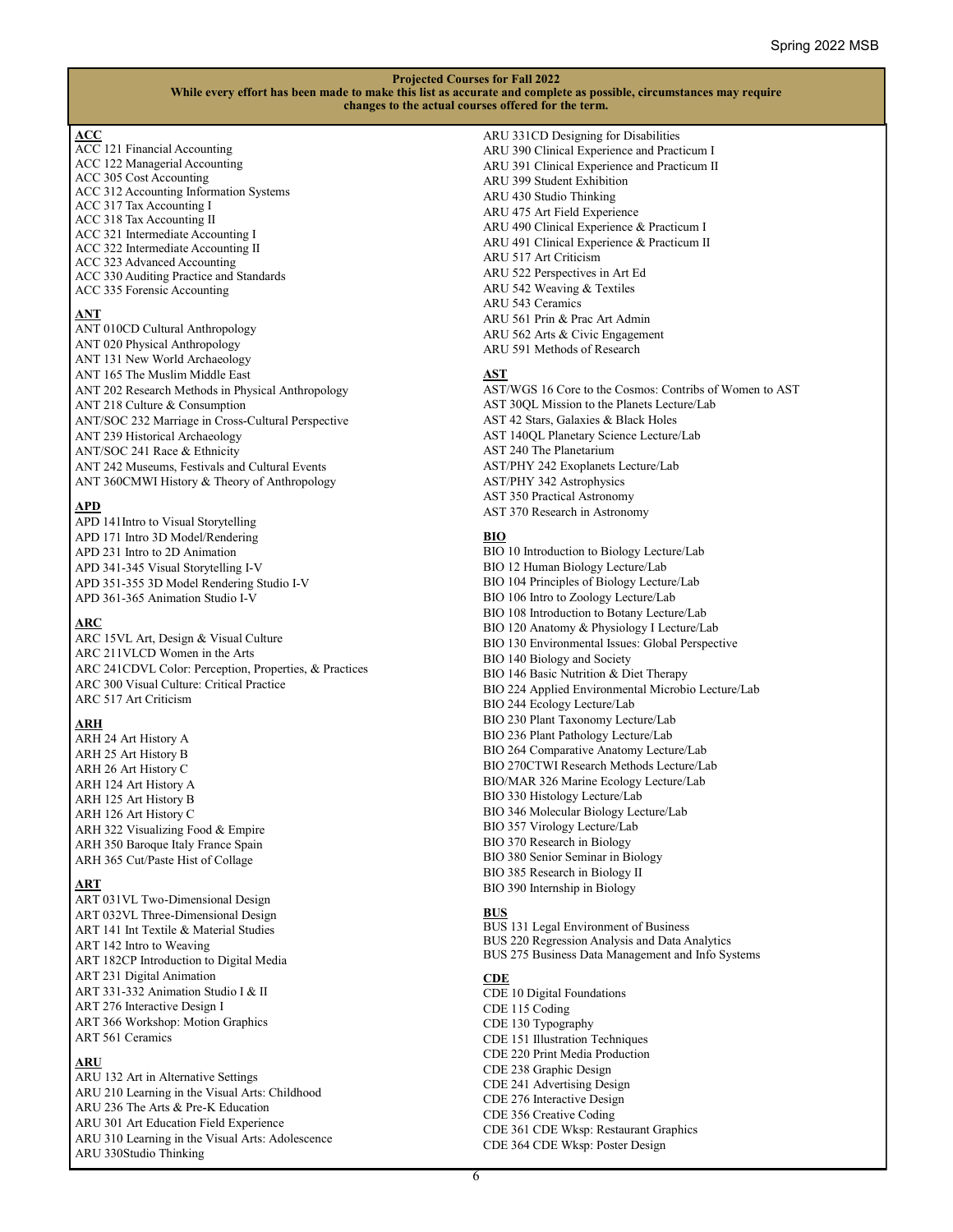**Projected Courses for Fall 2022**
**While every effort has been made to make this list as accurate and complete as possible, circumstances may require changes to the actual courses offered for the term.**

**ACC**
ACC 121 Financial Accounting
ACC 122 Managerial Accounting
ACC 305 Cost Accounting
ACC 312 Accounting Information Systems
ACC 317 Tax Accounting I
ACC 318 Tax Accounting II
ACC 321 Intermediate Accounting I
ACC 322 Intermediate Accounting II
ACC 323 Advanced Accounting
ACC 330 Auditing Practice and Standards
ACC 335 Forensic Accounting

**ANT**
ANT 010CD Cultural Anthropology
ANT 020 Physical Anthropology
ANT 131 New World Archaeology
ANT 165 The Muslim Middle East
ANT 202 Research Methods in Physical Anthropology
ANT 218 Culture & Consumption
ANT/SOC 232 Marriage in Cross-Cultural Perspective
ANT 239 Historical Archaeology
ANT/SOC 241 Race & Ethnicity
ANT 242 Museums, Festivals and Cultural Events
ANT 360CMWI History & Theory of Anthropology

**APD**
APD 141Intro to Visual Storytelling
APD 171 Intro 3D Model/Rendering
APD 231 Intro to 2D Animation
APD 341-345 Visual Storytelling I-V
APD 351-355 3D Model Rendering Studio I-V
APD 361-365 Animation Studio I-V

**ARC**
ARC 15VL Art, Design & Visual Culture
ARC 211VLCD Women in the Arts
ARC 241CDVL Color: Perception, Properties, & Practices
ARC 300 Visual Culture: Critical Practice
ARC 517 Art Criticism

**ARH**
ARH 24 Art History A
ARH 25 Art History B
ARH 26 Art History C
ARH 124 Art History A
ARH 125 Art History B
ARH 126 Art History C
ARH 322 Visualizing Food & Empire
ARH 350 Baroque Italy France Spain
ARH 365 Cut/Paste Hist of Collage

**ART**
ART 031VL Two-Dimensional Design
ART 032VL Three-Dimensional Design
ART 141 Int Textile & Material Studies
ART 142 Intro to Weaving
ART 182CP Introduction to Digital Media
ART 231 Digital Animation
ART 331-332 Animation Studio I & II
ART 276 Interactive Design I
ART 366 Workshop: Motion Graphics
ART 561 Ceramics

**ARU**
ARU 132 Art in Alternative Settings
ARU 210 Learning in the Visual Arts: Childhood
ARU 236 The Arts & Pre-K Education
ARU 301 Art Education Field Experience
ARU 310 Learning in the Visual Arts: Adolescence
ARU 330Studio Thinking
ARU 331CD Designing for Disabilities
ARU 390 Clinical Experience and Practicum I
ARU 391 Clinical Experience and Practicum II
ARU 399 Student Exhibition
ARU 430 Studio Thinking
ARU 475 Art Field Experience
ARU 490 Clinical Experience & Practicum I
ARU 491 Clinical Experience & Practicum II
ARU 517 Art Criticism
ARU 522 Perspectives in Art Ed
ARU 542 Weaving & Textiles
ARU 543 Ceramics
ARU 561 Prin & Prac Art Admin
ARU 562 Arts & Civic Engagement
ARU 591 Methods of Research

**AST**
AST/WGS 16 Core to the Cosmos: Contribs of Women to AST
AST 30QL Mission to the Planets Lecture/Lab
AST 42 Stars, Galaxies & Black Holes
AST 140QL Planetary Science Lecture/Lab
AST 240 The Planetarium
AST/PHY 242 Exoplanets Lecture/Lab
AST/PHY 342 Astrophysics
AST 350 Practical Astronomy
AST 370 Research in Astronomy

**BIO**
BIO 10 Introduction to Biology Lecture/Lab
BIO 12 Human Biology Lecture/Lab
BIO 104 Principles of Biology Lecture/Lab
BIO 106 Intro to Zoology Lecture/Lab
BIO 108 Introduction to Botany Lecture/Lab
BIO 120 Anatomy & Physiology I Lecture/Lab
BIO 130 Environmental Issues: Global Perspective
BIO 140 Biology and Society
BIO 146 Basic Nutrition & Diet Therapy
BIO 224 Applied Environmental Microbio Lecture/Lab
BIO 244 Ecology Lecture/Lab
BIO 230 Plant Taxonomy Lecture/Lab
BIO 236 Plant Pathology Lecture/Lab
BIO 264 Comparative Anatomy Lecture/Lab
BIO 270CTWI Research Methods Lecture/Lab
BIO/MAR 326 Marine Ecology Lecture/Lab
BIO 330 Histology Lecture/Lab
BIO 346 Molecular Biology Lecture/Lab
BIO 357 Virology Lecture/Lab
BIO 370 Research in Biology
BIO 380 Senior Seminar in Biology
BIO 385 Research in Biology II
BIO 390 Internship in Biology

**BUS**
BUS 131 Legal Environment of Business
BUS 220 Regression Analysis and Data Analytics
BUS 275 Business Data Management and Info Systems

**CDE**
CDE 10 Digital Foundations
CDE 115 Coding
CDE 130 Typography
CDE 151 Illustration Techniques
CDE 220 Print Media Production
CDE 238 Graphic Design
CDE 241 Advertising Design
CDE 276 Interactive Design
CDE 356 Creative Coding
CDE 361 CDE Wksp: Restaurant Graphics
CDE 364 CDE Wksp: Poster Design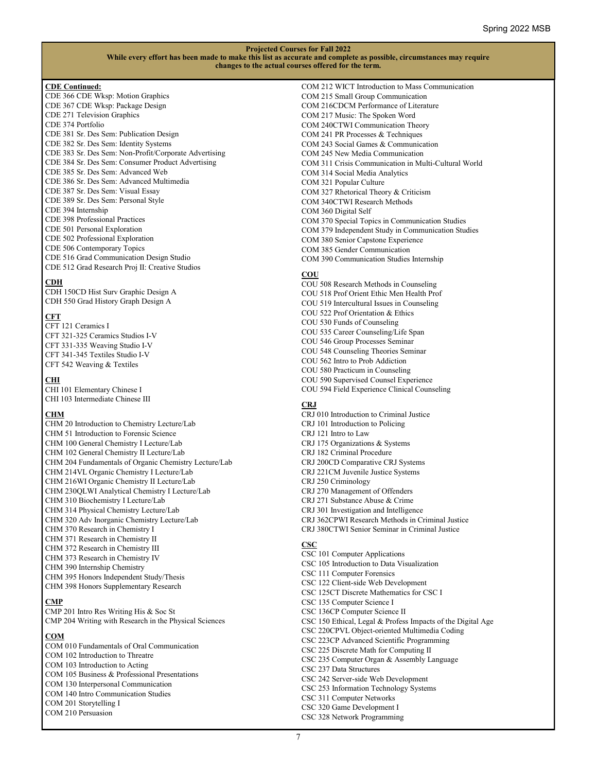**Projected Courses for Fall 2022**
**While every effort has been made to make this list as accurate and complete as possible, circumstances may require changes to the actual courses offered for the term.**

**CDE Continued:**

CDE 366 CDE Wksp: Motion Graphics
CDE 367 CDE Wksp: Package Design
CDE 271 Television Graphics
CDE 374 Portfolio
CDE 381 Sr. Des Sem: Publication Design
CDE 382 Sr. Des Sem: Identity Systems
CDE 383 Sr. Des Sem: Non-Profit/Corporate Advertising
CDE 384 Sr. Des Sem: Consumer Product Advertising
CDE 385 Sr. Des Sem: Advanced Web
CDE 386 Sr. Des Sem: Advanced Multimedia
CDE 387 Sr. Des Sem: Visual Essay
CDE 389 Sr. Des Sem: Personal Style
CDE 394 Internship
CDE 398 Professional Practices
CDE 501 Personal Exploration
CDE 502 Professional Exploration
CDE 506 Contemporary Topics
CDE 516 Grad Communication Design Studio
CDE 512 Grad Research Proj II: Creative Studios

**CDH**

CDH 150CD Hist Surv Graphic Design A
CDH 550 Grad History Graph Design A

**CFT**

CFT 121 Ceramics I
CFT 321-325 Ceramics Studios I-V
CFT 331-335 Weaving Studio I-V
CFT 341-345 Textiles Studio I-V
CFT 542 Weaving & Textiles

**CHI**

CHI 101 Elementary Chinese I
CHI 103 Intermediate Chinese III

**CHM**

CHM 20 Introduction to Chemistry Lecture/Lab
CHM 51 Introduction to Forensic Science
CHM 100 General Chemistry I Lecture/Lab
CHM 102 General Chemistry II Lecture/Lab
CHM 204 Fundamentals of Organic Chemistry Lecture/Lab
CHM 214VL Organic Chemistry I Lecture/Lab
CHM 216WI Organic Chemistry II Lecture/Lab
CHM 230QLWI Analytical Chemistry I Lecture/Lab
CHM 310 Biochemistry I Lecture/Lab
CHM 314 Physical Chemistry Lecture/Lab
CHM 320 Adv Inorganic Chemistry Lecture/Lab
CHM 370 Research in Chemistry I
CHM 371 Research in Chemistry II
CHM 372 Research in Chemistry III
CHM 373 Research in Chemistry IV
CHM 390 Internship Chemistry
CHM 395 Honors Independent Study/Thesis
CHM 398 Honors Supplementary Research

**CMP**

CMP 201 Intro Res Writing His & Soc St
CMP 204 Writing with Research in the Physical Sciences

**COM**

COM 010 Fundamentals of Oral Communication
COM 102 Introduction to Threatre
COM 103 Introduction to Acting
COM 105 Business & Professional Presentations
COM 130 Interpersonal Communication
COM 140 Intro Communication Studies
COM 201 Storytelling I
COM 210 Persuasion
COM 212 WICT Introduction to Mass Communication
COM 215 Small Group Communication
COM 216CDCM Performance of Literature
COM 217 Music: The Spoken Word
COM 240CTWI Communication Theory
COM 241 PR Processes & Techniques
COM 243 Social Games & Communication
COM 245 New Media Communication
COM 311 Crisis Communication in Multi-Cultural World
COM 314 Social Media Analytics
COM 321 Popular Culture
COM 327 Rhetorical Theory & Criticism
COM 340CTWI Research Methods
COM 360 Digital Self
COM 370 Special Topics in Communication Studies
COM 379 Independent Study in Communication Studies
COM 380 Senior Capstone Experience
COM 385 Gender Communication
COM 390 Communication Studies Internship

**COU**

COU 508 Research Methods in Counseling
COU 518 Prof Orient Ethic Men Health Prof
COU 519 Intercultural Issues in Counseling
COU 522 Prof Orientation & Ethics
COU 530 Funds of Counseling
COU 535 Career Counseling/Life Span
COU 546 Group Processes Seminar
COU 548 Counseling Theories Seminar
COU 562 Intro to Prob Addiction
COU 580 Practicum in Counseling
COU 590 Supervised Counsel Experience
COU 594 Field Experience Clinical Counseling

**CRJ**

CRJ 010 Introduction to Criminal Justice
CRJ 101 Introduction to Policing
CRJ 121 Intro to Law
CRJ 175 Organizations & Systems
CRJ 182 Criminal Procedure
CRJ 200CD Comparative CRJ Systems
CRJ 221CM Juvenile Justice Systems
CRJ 250 Criminology
CRJ 270 Management of Offenders
CRJ 271 Substance Abuse & Crime
CRJ 301 Investigation and Intelligence
CRJ 362CPWI Research Methods in Criminal Justice
CRJ 380CTWI Senior Seminar in Criminal Justice

**CSC**

CSC 101 Computer Applications
CSC 105 Introduction to Data Visualization
CSC 111 Computer Forensics
CSC 122 Client-side Web Development
CSC 125CT Discrete Mathematics for CSC I
CSC 135 Computer Science I
CSC 136CP Computer Science II
CSC 150 Ethical, Legal & Profess Impacts of the Digital Age
CSC 220CPVL Object-oriented Multimedia Coding
CSC 223CP Advanced Scientific Programming
CSC 225 Discrete Math for Computing II
CSC 235 Computer Organ & Assembly Language
CSC 237 Data Structures
CSC 242 Server-side Web Development
CSC 253 Information Technology Systems
CSC 311 Computer Networks
CSC 320 Game Development I
CSC 328 Network Programming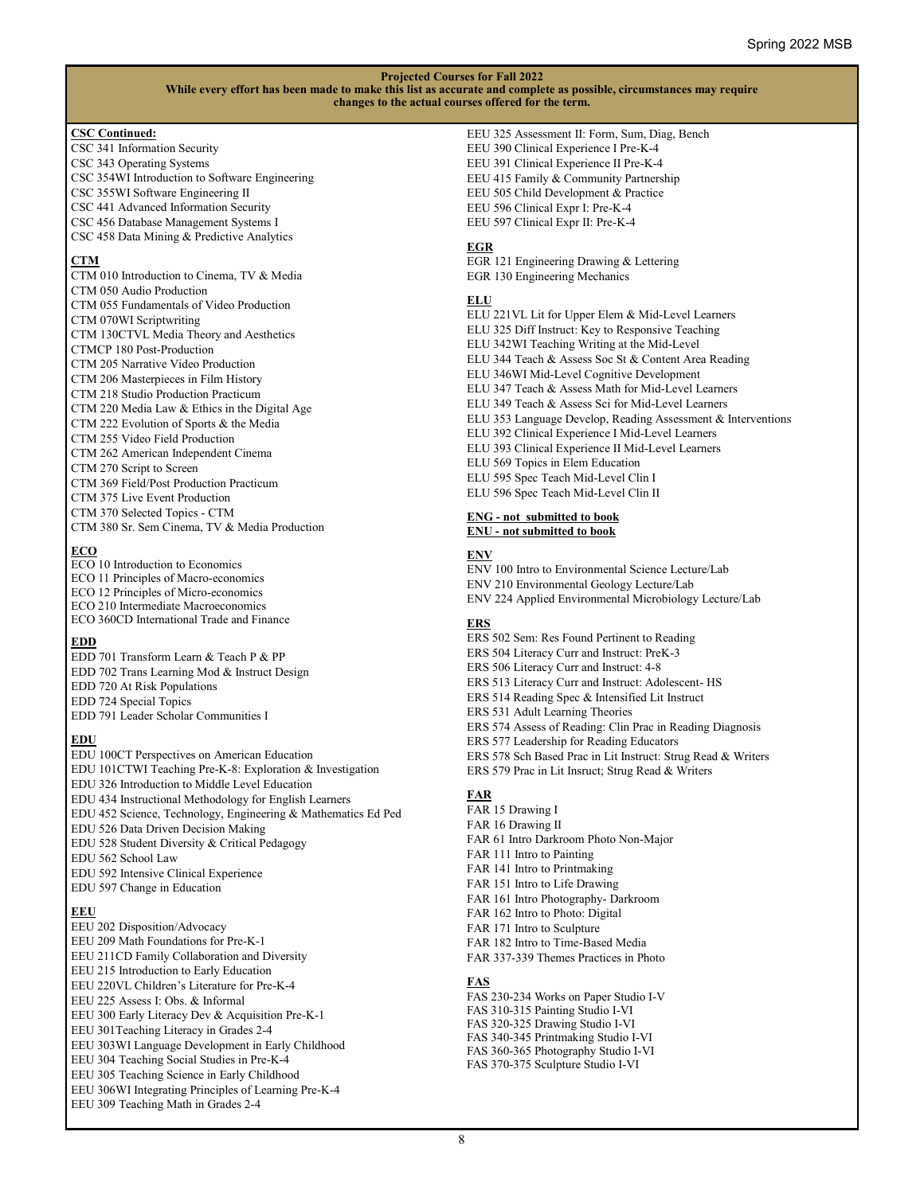**Projected Courses for Fall 2022**
**While every effort has been made to make this list as accurate and complete as possible, circumstances may require changes to the actual courses offered for the term.**

**CSC Continued:**

CSC 341 Information Security
CSC 343 Operating Systems
CSC 354WI Introduction to Software Engineering
CSC 355WI Software Engineering II
CSC 441 Advanced Information Security
CSC 456 Database Management Systems I
CSC 458 Data Mining & Predictive Analytics

**CTM**

CTM 010 Introduction to Cinema, TV & Media
CTM 050 Audio Production
CTM 055 Fundamentals of Video Production
CTM 070WI Scriptwriting
CTM 130CTVL Media Theory and Aesthetics
CTMCP 180 Post-Production
CTM 205 Narrative Video Production
CTM 206 Masterpieces in Film History
CTM 218 Studio Production Practicum
CTM 220 Media Law & Ethics in the Digital Age
CTM 222 Evolution of Sports & the Media
CTM 255 Video Field Production
CTM 262 American Independent Cinema
CTM 270 Script to Screen
CTM 369 Field/Post Production Practicum
CTM 375 Live Event Production
CTM 370 Selected Topics - CTM
CTM 380 Sr. Sem Cinema, TV & Media Production

**ECO**

ECO 10 Introduction to Economics
ECO 11 Principles of Macro-economics
ECO 12 Principles of Micro-economics
ECO 210 Intermediate Macroeconomics
ECO 360CD International Trade and Finance

**EDD**

EDD 701 Transform Learn & Teach P & PP
EDD 702 Trans Learning Mod & Instruct Design
EDD 720 At Risk Populations
EDD 724 Special Topics
EDD 791 Leader Scholar Communities I

**EDU**

EDU 100CT Perspectives on American Education
EDU 101CTWI Teaching Pre-K-8: Exploration & Investigation
EDU 326 Introduction to Middle Level Education
EDU 434 Instructional Methodology for English Learners
EDU 452 Science, Technology, Engineering & Mathematics Ed Ped
EDU 526 Data Driven Decision Making
EDU 528 Student Diversity & Critical Pedagogy
EDU 562 School Law
EDU 592 Intensive Clinical Experience
EDU 597 Change in Education

**EEU**

EEU 202 Disposition/Advocacy
EEU 209 Math Foundations for Pre-K-1
EEU 211CD Family Collaboration and Diversity
EEU 215 Introduction to Early Education
EEU 220VL Children's Literature for Pre-K-4
EEU 225 Assess I: Obs. & Informal
EEU 300 Early Literacy Dev & Acquisition Pre-K-1
EEU 301Teaching Literacy in Grades 2-4
EEU 303WI Language Development in Early Childhood
EEU 304 Teaching Social Studies in Pre-K-4
EEU 305 Teaching Science in Early Childhood
EEU 306WI Integrating Principles of Learning Pre-K-4
EEU 309 Teaching Math in Grades 2-4
EEU 325 Assessment II: Form, Sum, Diag, Bench
EEU 390 Clinical Experience I Pre-K-4
EEU 391 Clinical Experience II Pre-K-4
EEU 415 Family & Community Partnership
EEU 505 Child Development & Practice
EEU 596 Clinical Expr I: Pre-K-4
EEU 597 Clinical Expr II: Pre-K-4

**EGR**

EGR 121 Engineering Drawing & Lettering
EGR 130 Engineering Mechanics

**ELU**

ELU 221VL Lit for Upper Elem & Mid-Level Learners
ELU 325 Diff Instruct: Key to Responsive Teaching
ELU 342WI Teaching Writing at the Mid-Level
ELU 344 Teach & Assess Soc St & Content Area Reading
ELU 346WI Mid-Level Cognitive Development
ELU 347 Teach & Assess Math for Mid-Level Learners
ELU 349 Teach & Assess Sci for Mid-Level Learners
ELU 353 Language Develop, Reading Assessment & Interventions
ELU 392 Clinical Experience I Mid-Level Learners
ELU 393 Clinical Experience II Mid-Level Learners
ELU 569 Topics in Elem Education
ELU 595 Spec Teach Mid-Level Clin I
ELU 596 Spec Teach Mid-Level Clin II

**ENG - not submitted to book**
**ENU - not submitted to book**

**ENV**

ENV 100 Intro to Environmental Science Lecture/Lab
ENV 210 Environmental Geology Lecture/Lab
ENV 224 Applied Environmental Microbiology Lecture/Lab

**ERS**

ERS 502 Sem: Res Found Pertinent to Reading
ERS 504 Literacy Curr and Instruct: PreK-3
ERS 506 Literacy Curr and Instruct: 4-8
ERS 513 Literacy Curr and Instruct: Adolescent- HS
ERS 514 Reading Spec & Intensified Lit Instruct
ERS 531 Adult Learning Theories
ERS 574 Assess of Reading: Clin Prac in Reading Diagnosis
ERS 577 Leadership for Reading Educators
ERS 578 Sch Based Prac in Lit Instruct: Strug Read & Writers
ERS 579 Prac in Lit Insruct; Strug Read & Writers

**FAR**

FAR 15 Drawing I
FAR 16 Drawing II
FAR 61 Intro Darkroom Photo Non-Major
FAR 111 Intro to Painting
FAR 141 Intro to Printmaking
FAR 151 Intro to Life Drawing
FAR 161 Intro Photography- Darkroom
FAR 162 Intro to Photo: Digital
FAR 171 Intro to Sculpture
FAR 182 Intro to Time-Based Media
FAR 337-339 Themes Practices in Photo

**FAS**

FAS 230-234 Works on Paper Studio I-V
FAS 310-315 Painting Studio I-VI
FAS 320-325 Drawing Studio I-VI
FAS 340-345 Printmaking Studio I-VI
FAS 360-365 Photography Studio I-VI
FAS 370-375 Sculpture Studio I-VI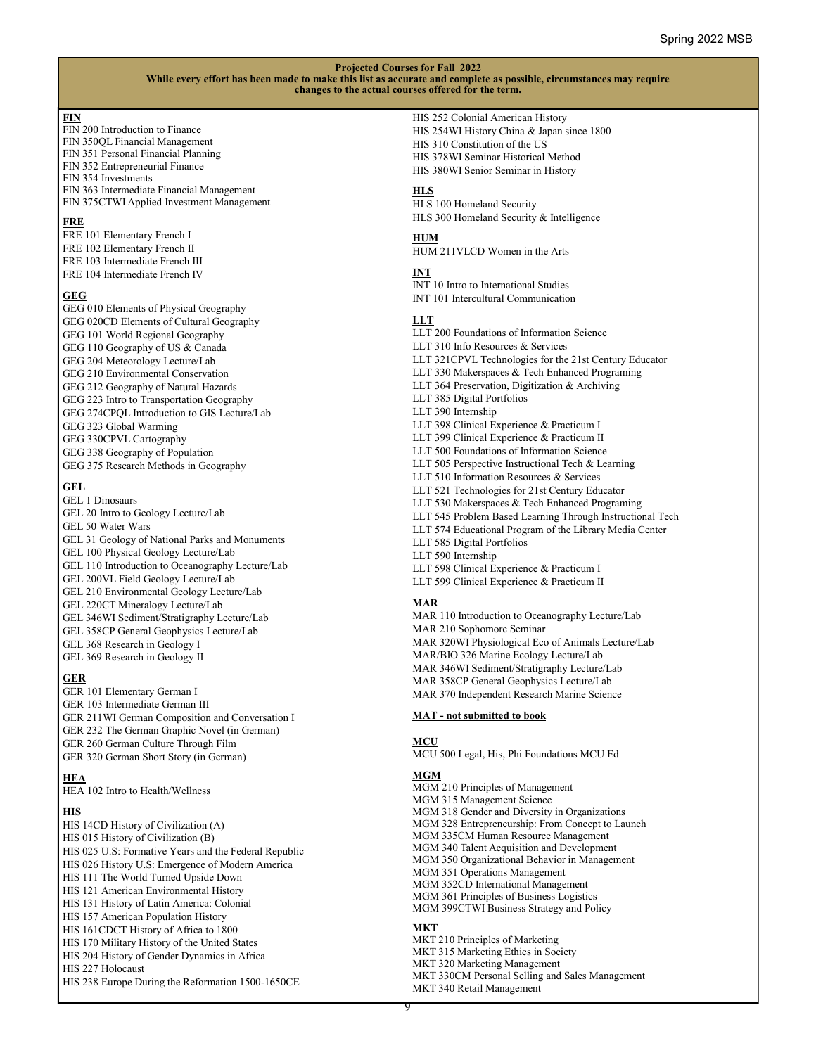**Projected Courses for Fall 2022**
**While every effort has been made to make this list as accurate and complete as possible, circumstances may require changes to the actual courses offered for the term.**

**FIN**
FIN 200 Introduction to Finance
FIN 350QL Financial Management
FIN 351 Personal Financial Planning
FIN 352 Entrepreneurial Finance
FIN 354 Investments
FIN 363 Intermediate Financial Management
FIN 375CTWI Applied Investment Management

**FRE**
FRE 101 Elementary French I
FRE 102 Elementary French II
FRE 103 Intermediate French III
FRE 104 Intermediate French IV

**GEG**
GEG 010 Elements of Physical Geography
GEG 020CD Elements of Cultural Geography
GEG 101 World Regional Geography
GEG 110 Geography of US & Canada
GEG 204 Meteorology Lecture/Lab
GEG 210 Environmental Conservation
GEG 212 Geography of Natural Hazards
GEG 223 Intro to Transportation Geography
GEG 274CPQL Introduction to GIS Lecture/Lab
GEG 323 Global Warming
GEG 330CPVL Cartography
GEG 338 Geography of Population
GEG 375 Research Methods in Geography

**GEL**
GEL 1 Dinosaurs
GEL 20 Intro to Geology Lecture/Lab
GEL 50 Water Wars
GEL 31 Geology of National Parks and Monuments
GEL 100 Physical Geology Lecture/Lab
GEL 110 Introduction to Oceanography Lecture/Lab
GEL 200VL Field Geology Lecture/Lab
GEL 210 Environmental Geology Lecture/Lab
GEL 220CT Mineralogy Lecture/Lab
GEL 346WI Sediment/Stratigraphy Lecture/Lab
GEL 358CP General Geophysics Lecture/Lab
GEL 368 Research in Geology I
GEL 369 Research in Geology II

**GER**
GER 101 Elementary German I
GER 103 Intermediate German III
GER 211WI German Composition and Conversation I
GER 232 The German Graphic Novel (in German)
GER 260 German Culture Through Film
GER 320 German Short Story (in German)

**HEA**
HEA 102 Intro to Health/Wellness

**HIS**
HIS 14CD History of Civilization (A)
HIS 015 History of Civilization (B)
HIS 025 U.S: Formative Years and the Federal Republic
HIS 026 History U.S: Emergence of Modern America
HIS 111 The World Turned Upside Down
HIS 121 American Environmental History
HIS 131 History of Latin America: Colonial
HIS 157 American Population History
HIS 161CDCT History of Africa to 1800
HIS 170 Military History of the United States
HIS 204 History of Gender Dynamics in Africa
HIS 227 Holocaust
HIS 238 Europe During the Reformation 1500-1650CE
HIS 252 Colonial American History
HIS 254WI History China & Japan since 1800
HIS 310 Constitution of the US
HIS 378WI Seminar Historical Method
HIS 380WI Senior Seminar in History

**HLS**
HLS 100 Homeland Security
HLS 300 Homeland Security & Intelligence

**HUM**
HUM 211VLCD Women in the Arts

**INT**
INT 10 Intro to International Studies
INT 101 Intercultural Communication

**LLT**
LLT 200 Foundations of Information Science
LLT 310 Info Resources & Services
LLT 321CPVL Technologies for the 21st Century Educator
LLT 330 Makerspaces & Tech Enhanced Programing
LLT 364 Preservation, Digitization & Archiving
LLT 385 Digital Portfolios
LLT 390 Internship
LLT 398 Clinical Experience & Practicum I
LLT 399 Clinical Experience & Practicum II
LLT 500 Foundations of Information Science
LLT 505 Perspective Instructional Tech & Learning
LLT 510 Information Resources & Services
LLT 521 Technologies for 21st Century Educator
LLT 530 Makerspaces & Tech Enhanced Programing
LLT 545 Problem Based Learning Through Instructional Tech
LLT 574 Educational Program of the Library Media Center
LLT 585 Digital Portfolios
LLT 590 Internship
LLT 598 Clinical Experience & Practicum I
LLT 599 Clinical Experience & Practicum II

**MAR**
MAR 110 Introduction to Oceanography Lecture/Lab
MAR 210 Sophomore Seminar
MAR 320WI Physiological Eco of Animals Lecture/Lab
MAR/BIO 326 Marine Ecology Lecture/Lab
MAR 346WI Sediment/Stratigraphy Lecture/Lab
MAR 358CP General Geophysics Lecture/Lab
MAR 370 Independent Research Marine Science

**MAT - not submitted to book**

**MCU**
MCU 500 Legal, His, Phi Foundations MCU Ed

**MGM**
MGM 210 Principles of Management
MGM 315 Management Science
MGM 318 Gender and Diversity in Organizations
MGM 328 Entrepreneurship: From Concept to Launch
MGM 335CM Human Resource Management
MGM 340 Talent Acquisition and Development
MGM 350 Organizational Behavior in Management
MGM 351 Operations Management
MGM 352CD International Management
MGM 361 Principles of Business Logistics
MGM 399CTWI Business Strategy and Policy

**MKT**
MKT 210 Principles of Marketing
MKT 315 Marketing Ethics in Society
MKT 320 Marketing Management
MKT 330CM Personal Selling and Sales Management
MKT 340 Retail Management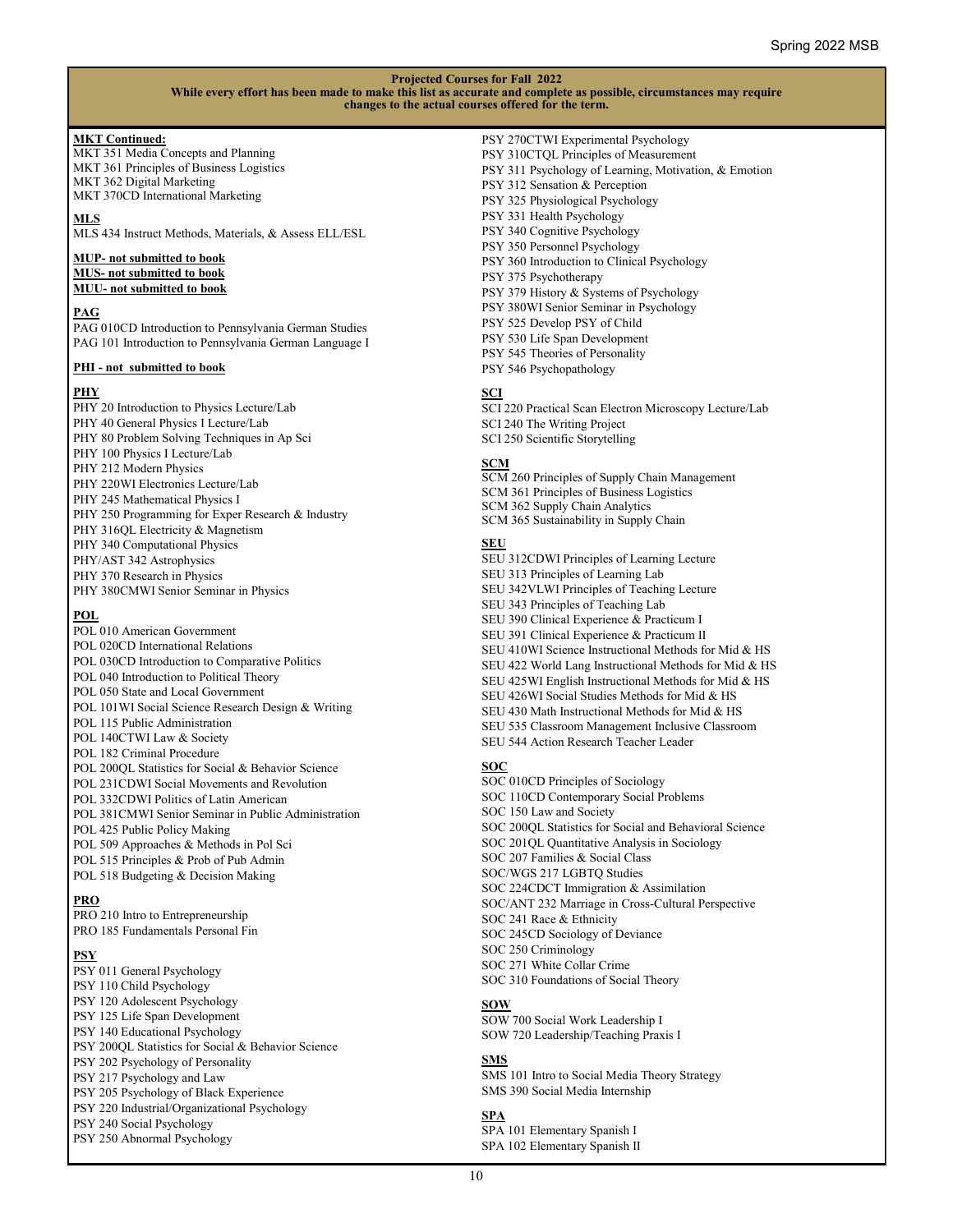**Projected Courses for Fall 2022**
**While every effort has been made to make this list as accurate and complete as possible, circumstances may require changes to the actual courses offered for the term.**

**MKT Continued:**
MKT 351 Media Concepts and Planning
MKT 361 Principles of Business Logistics
MKT 362 Digital Marketing
MKT 370CD International Marketing

**MLS**
MLS 434 Instruct Methods, Materials, & Assess ELL/ESL

**MUP- not submitted to book**
**MUS- not submitted to book**
**MUU- not submitted to book**

**PAG**
PAG 010CD Introduction to Pennsylvania German Studies
PAG 101 Introduction to Pennsylvania German Language I

**PHI - not submitted to book**

**PHY**
PHY 20 Introduction to Physics Lecture/Lab
PHY 40 General Physics I Lecture/Lab
PHY 80 Problem Solving Techniques in Ap Sci
PHY 100 Physics I Lecture/Lab
PHY 212 Modern Physics
PHY 220WI Electronics Lecture/Lab
PHY 245 Mathematical Physics I
PHY 250 Programming for Exper Research & Industry
PHY 316QL Electricity & Magnetism
PHY 340 Computational Physics
PHY/AST 342 Astrophysics
PHY 370 Research in Physics
PHY 380CMWI Senior Seminar in Physics

**POL**
POL 010 American Government
POL 020CD International Relations
POL 030CD Introduction to Comparative Politics
POL 040 Introduction to Political Theory
POL 050 State and Local Government
POL 101WI Social Science Research Design & Writing
POL 115 Public Administration
POL 140CTWI Law & Society
POL 182 Criminal Procedure
POL 200QL Statistics for Social & Behavior Science
POL 231CDWI Social Movements and Revolution
POL 332CDWI Politics of Latin American
POL 381CMWI Senior Seminar in Public Administration
POL 425 Public Policy Making
POL 509 Approaches & Methods in Pol Sci
POL 515 Principles & Prob of Pub Admin
POL 518 Budgeting & Decision Making

**PRO**
PRO 210 Intro to Entrepreneurship
PRO 185 Fundamentals Personal Fin

**PSY**
PSY 011 General Psychology
PSY 110 Child Psychology
PSY 120 Adolescent Psychology
PSY 125 Life Span Development
PSY 140 Educational Psychology
PSY 200QL Statistics for Social & Behavior Science
PSY 202 Psychology of Personality
PSY 217 Psychology and Law
PSY 205 Psychology of Black Experience
PSY 220 Industrial/Organizational Psychology
PSY 240 Social Psychology
PSY 250 Abnormal Psychology
PSY 270CTWI Experimental Psychology
PSY 310CTQL Principles of Measurement
PSY 311 Psychology of Learning, Motivation, & Emotion
PSY 312 Sensation & Perception
PSY 325 Physiological Psychology
PSY 331 Health Psychology
PSY 340 Cognitive Psychology
PSY 350 Personnel Psychology
PSY 360 Introduction to Clinical Psychology
PSY 375 Psychotherapy
PSY 379 History & Systems of Psychology
PSY 380WI Senior Seminar in Psychology
PSY 525 Develop PSY of Child
PSY 530 Life Span Development
PSY 545 Theories of Personality
PSY 546 Psychopathology

**SCI**
SCI 220 Practical Scan Electron Microscopy Lecture/Lab
SCI 240 The Writing Project
SCI 250 Scientific Storytelling

**SCM**
SCM 260 Principles of Supply Chain Management
SCM 361 Principles of Business Logistics
SCM 362 Supply Chain Analytics
SCM 365 Sustainability in Supply Chain

**SEU**
SEU 312CDWI Principles of Learning Lecture
SEU 313 Principles of Learning Lab
SEU 342VLWI Principles of Teaching Lecture
SEU 343 Principles of Teaching Lab
SEU 390 Clinical Experience & Practicum I
SEU 391 Clinical Experience & Practicum II
SEU 410WI Science Instructional Methods for Mid & HS
SEU 422 World Lang Instructional Methods for Mid & HS
SEU 425WI English Instructional Methods for Mid & HS
SEU 426WI Social Studies Methods for Mid & HS
SEU 430 Math Instructional Methods for Mid & HS
SEU 535 Classroom Management Inclusive Classroom
SEU 544 Action Research Teacher Leader

**SOC**
SOC 010CD Principles of Sociology
SOC 110CD Contemporary Social Problems
SOC 150 Law and Society
SOC 200QL Statistics for Social and Behavioral Science
SOC 201QL Quantitative Analysis in Sociology
SOC 207 Families & Social Class
SOC/WGS 217 LGBTQ Studies
SOC 224CDCT Immigration & Assimilation
SOC/ANT 232 Marriage in Cross-Cultural Perspective
SOC 241 Race & Ethnicity
SOC 245CD Sociology of Deviance
SOC 250 Criminology
SOC 271 White Collar Crime
SOC 310 Foundations of Social Theory

**SOW**
SOW 700 Social Work Leadership I
SOW 720 Leadership/Teaching Praxis I

**SMS**
SMS 101 Intro to Social Media Theory Strategy
SMS 390 Social Media Internship

**SPA**
SPA 101 Elementary Spanish I
SPA 102 Elementary Spanish II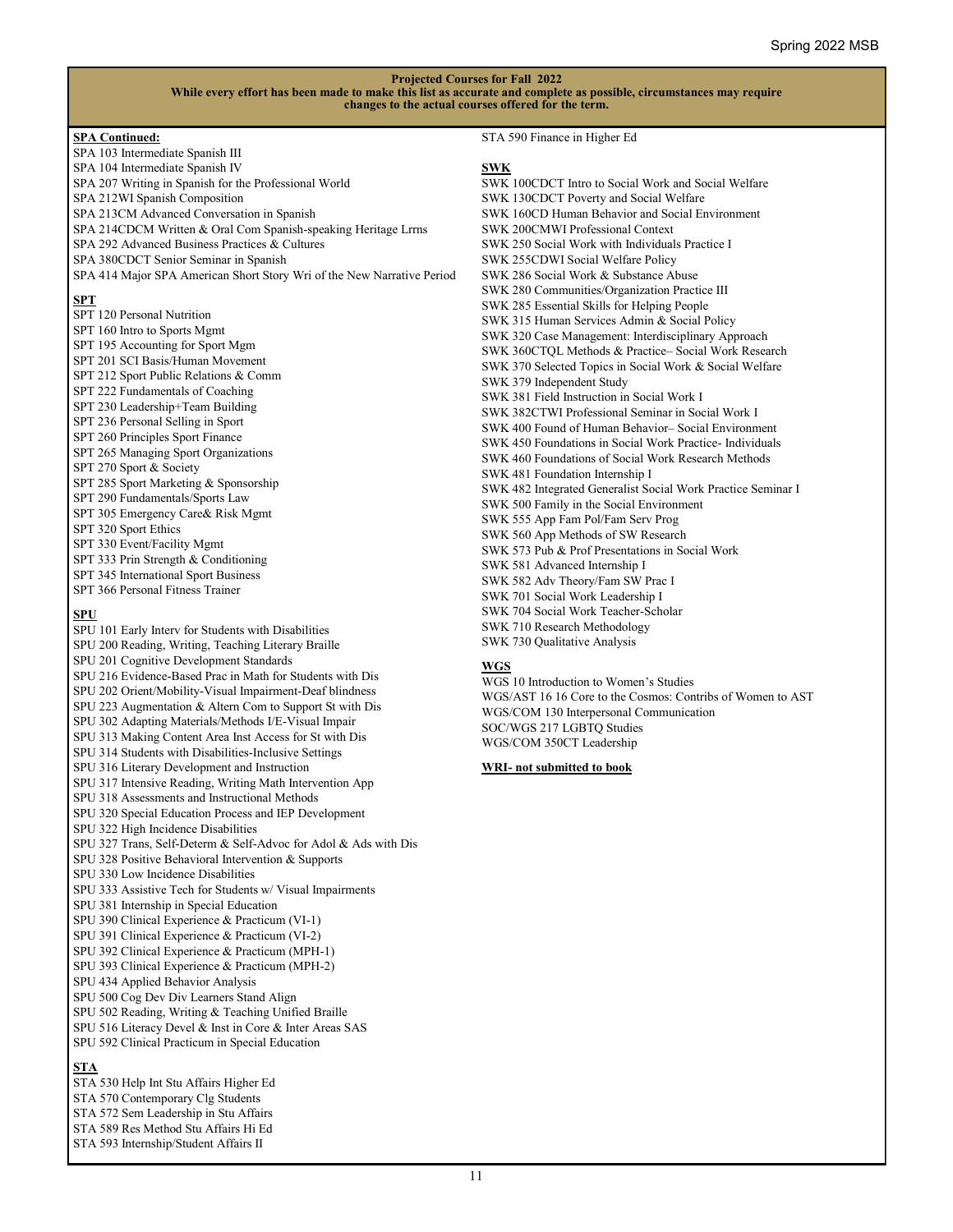**Projected Courses for Fall 2022**
**While every effort has been made to make this list as accurate and complete as possible, circumstances may require changes to the actual courses offered for the term.**

**SPA Continued:**

SPA 103 Intermediate Spanish III
SPA 104 Intermediate Spanish IV
SPA 207 Writing in Spanish for the Professional World
SPA 212WI Spanish Composition
SPA 213CM Advanced Conversation in Spanish
SPA 214CDCM Written & Oral Com Spanish-speaking Heritage Lrrns
SPA 292 Advanced Business Practices & Cultures
SPA 380CDCT Senior Seminar in Spanish
SPA 414 Major SPA American Short Story Wri of the New Narrative Period

**SPT**

SPT 120 Personal Nutrition
SPT 160 Intro to Sports Mgmt
SPT 195 Accounting for Sport Mgm
SPT 201 SCI Basis/Human Movement
SPT 212 Sport Public Relations & Comm
SPT 222 Fundamentals of Coaching
SPT 230 Leadership+Team Building
SPT 236 Personal Selling in Sport
SPT 260 Principles Sport Finance
SPT 265 Managing Sport Organizations
SPT 270 Sport & Society
SPT 285 Sport Marketing & Sponsorship
SPT 290 Fundamentals/Sports Law
SPT 305 Emergency Care& Risk Mgmt
SPT 320 Sport Ethics
SPT 330 Event/Facility Mgmt
SPT 333 Prin Strength & Conditioning
SPT 345 International Sport Business
SPT 366 Personal Fitness Trainer

**SPU**

SPU 101 Early Interv for Students with Disabilities
SPU 200 Reading, Writing, Teaching Literary Braille
SPU 201 Cognitive Development Standards
SPU 216 Evidence-Based Prac in Math for Students with Dis
SPU 202 Orient/Mobility-Visual Impairment-Deaf blindness
SPU 223 Augmentation & Altern Com to Support St with Dis
SPU 302 Adapting Materials/Methods I/E-Visual Impair
SPU 313 Making Content Area Inst Access for St with Dis
SPU 314 Students with Disabilities-Inclusive Settings
SPU 316 Literary Development and Instruction
SPU 317 Intensive Reading, Writing Math Intervention App
SPU 318 Assessments and Instructional Methods
SPU 320 Special Education Process and IEP Development
SPU 322 High Incidence Disabilities
SPU 327 Trans, Self-Determ & Self-Advoc for Adol & Ads with Dis
SPU 328 Positive Behavioral Intervention & Supports
SPU 330 Low Incidence Disabilities
SPU 333 Assistive Tech for Students w/ Visual Impairments
SPU 381 Internship in Special Education
SPU 390 Clinical Experience & Practicum (VI-1)
SPU 391 Clinical Experience & Practicum (VI-2)
SPU 392 Clinical Experience & Practicum (MPH-1)
SPU 393 Clinical Experience & Practicum (MPH-2)
SPU 434 Applied Behavior Analysis
SPU 500 Cog Dev Div Learners Stand Align
SPU 502 Reading, Writing & Teaching Unified Braille
SPU 516 Literacy Devel & Inst in Core & Inter Areas SAS
SPU 592 Clinical Practicum in Special Education

**STA**

STA 530 Help Int Stu Affairs Higher Ed
STA 570 Contemporary Clg Students
STA 572 Sem Leadership in Stu Affairs
STA 589 Res Method Stu Affairs Hi Ed
STA 593 Internship/Student Affairs II
STA 590 Finance in Higher Ed

**SWK**

SWK 100CDCT Intro to Social Work and Social Welfare
SWK 130CDCT Poverty and Social Welfare
SWK 160CD Human Behavior and Social Environment
SWK 200CMWI Professional Context
SWK 250 Social Work with Individuals Practice I
SWK 255CDWI Social Welfare Policy
SWK 286 Social Work & Substance Abuse
SWK 280 Communities/Organization Practice III
SWK 285 Essential Skills for Helping People
SWK 315 Human Services Admin & Social Policy
SWK 320 Case Management: Interdisciplinary Approach
SWK 360CTQL Methods & Practice– Social Work Research
SWK 370 Selected Topics in Social Work & Social Welfare
SWK 379 Independent Study
SWK 381 Field Instruction in Social Work I
SWK 382CTWI Professional Seminar in Social Work I
SWK 400 Found of Human Behavior– Social Environment
SWK 450 Foundations in Social Work Practice- Individuals
SWK 460 Foundations of Social Work Research Methods
SWK 481 Foundation Internship I
SWK 482 Integrated Generalist Social Work Practice Seminar I
SWK 500 Family in the Social Environment
SWK 555 App Fam Pol/Fam Serv Prog
SWK 560 App Methods of SW Research
SWK 573 Pub & Prof Presentations in Social Work
SWK 581 Advanced Internship I
SWK 582 Adv Theory/Fam SW Prac I
SWK 701 Social Work Leadership I
SWK 704 Social Work Teacher-Scholar
SWK 710 Research Methodology
SWK 730 Qualitative Analysis

**WGS**

WGS 10 Introduction to Women's Studies
WGS/AST 16 16 Core to the Cosmos: Contribs of Women to AST
WGS/COM 130 Interpersonal Communication
SOC/WGS 217 LGBTQ Studies
WGS/COM 350CT Leadership

**WRI- not submitted to book**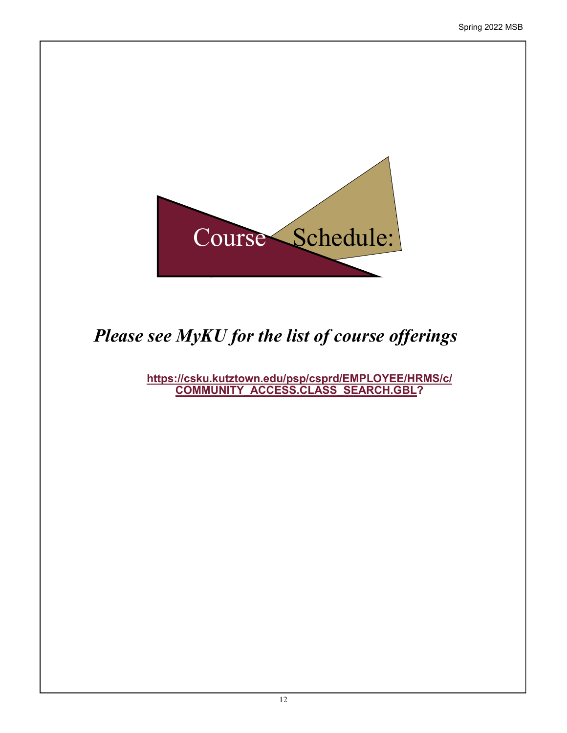# Course Schedule:

***Please see MyKU for the list of course offerings***

**https://csku.kutztown.edu/psp/csprd/EMPLOYEE/HRMS/c/COMMUNITY_ACCESS.CLASS_SEARCH.GBL?**